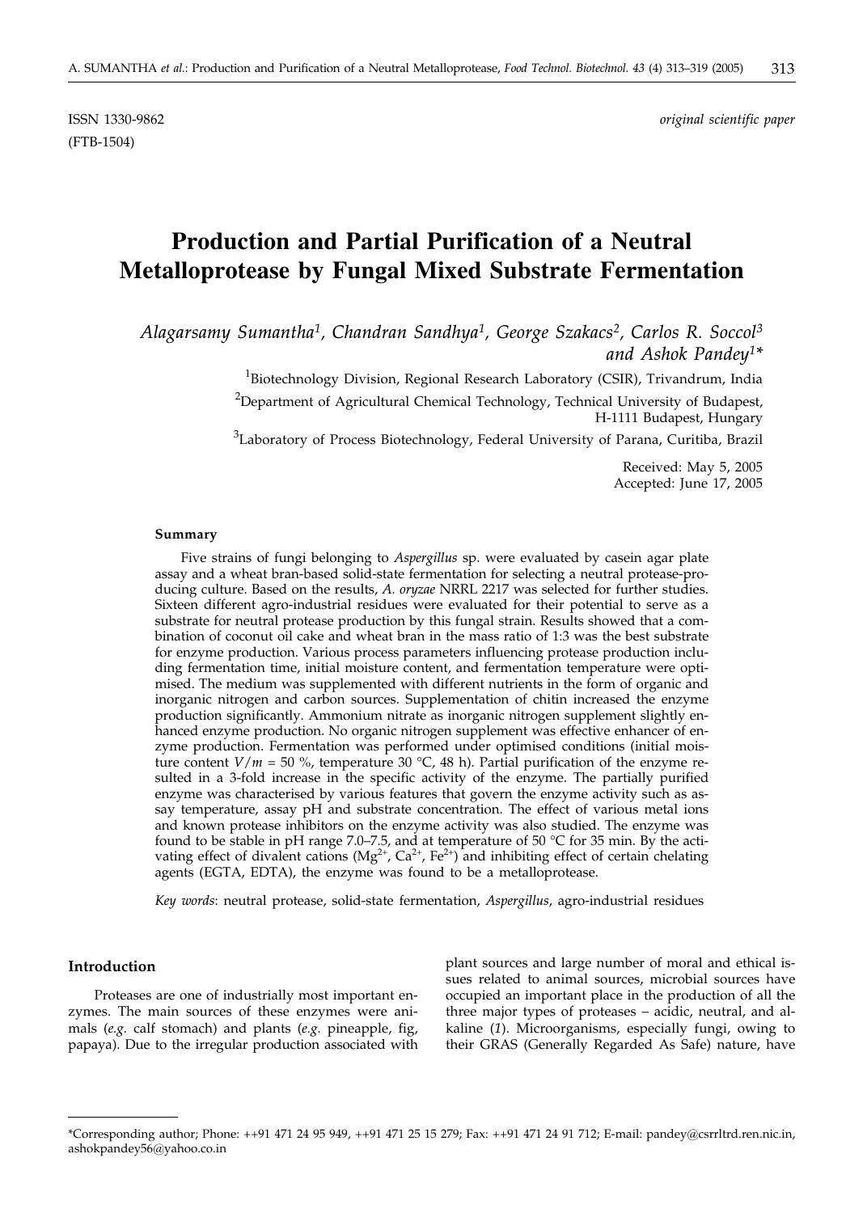ISSN 1330-9862 *original scientific paper*

(FTB-1504)

# Production and Partial Purification of a Neutral Metalloprotease by Fungal Mixed Substrate Fermentation

*Alagarsamy Sumantha[1], Chandran Sandhya[1], George Szakacs[2], Carlos R. Soccol[3] and Ashok Pandey[1]**

[1]Biotechnology Division, Regional Research Laboratory (CSIR), Trivandrum, India

[2]Department of Agricultural Chemical Technology, Technical University of Budapest, H-1111 Budapest, Hungary

[3]Laboratory of Process Biotechnology, Federal University of Parana, Curitiba, Brazil

Received: May 5, 2005
Accepted: June 17, 2005

#### Summary

Five strains of fungi belonging to *Aspergillus* sp. were evaluated by casein agar plate assay and a wheat bran-based solid-state fermentation for selecting a neutral protease-producing culture. Based on the results, *A. oryzae* NRRL 2217 was selected for further studies. Sixteen different agro-industrial residues were evaluated for their potential to serve as a substrate for neutral protease production by this fungal strain. Results showed that a combination of coconut oil cake and wheat bran in the mass ratio of 1:3 was the best substrate for enzyme production. Various process parameters influencing protease production including fermentation time, initial moisture content, and fermentation temperature were optimised. The medium was supplemented with different nutrients in the form of organic and inorganic nitrogen and carbon sources. Supplementation of chitin increased the enzyme production significantly. Ammonium nitrate as inorganic nitrogen supplement slightly enhanced enzyme production. No organic nitrogen supplement was effective enhancer of enzyme production. Fermentation was performed under optimised conditions (initial moisture content $V/m$ = 50 %, temperature 30 °C, 48 h). Partial purification of the enzyme resulted in a 3-fold increase in the specific activity of the enzyme. The partially purified enzyme was characterised by various features that govern the enzyme activity such as assay temperature, assay pH and substrate concentration. The effect of various metal ions and known protease inhibitors on the enzyme activity was also studied. The enzyme was found to be stable in pH range 7.0–7.5, and at temperature of 50 °C for 35 min. By the activating effect of divalent cations ($Mg^{2+}$, $Ca^{2+}$, $Fe^{2+}$) and inhibiting effect of certain chelating agents (EGTA, EDTA), the enzyme was found to be a metalloprotease.

*Key words*: neutral protease, solid-state fermentation, *Aspergillus*, agro-industrial residues

#### Introduction

Proteases are one of industrially most important enzymes. The main sources of these enzymes were animals (*e.g.* calf stomach) and plants (*e.g.* pineapple, fig, papaya). Due to the irregular production associated with plant sources and large number of moral and ethical issues related to animal sources, microbial sources have occupied an important place in the production of all the three major types of proteases – acidic, neutral, and alkaline (*1*). Microorganisms, especially fungi, owing to their GRAS (Generally Regarded As Safe) nature, have

---

*Corresponding author; Phone: ++91 471 24 95 949, ++91 471 25 15 279; Fax: ++91 471 24 91 712; E-mail: pandey@csrrltrd.ren.nic.in, ashokpandey56@yahoo.co.in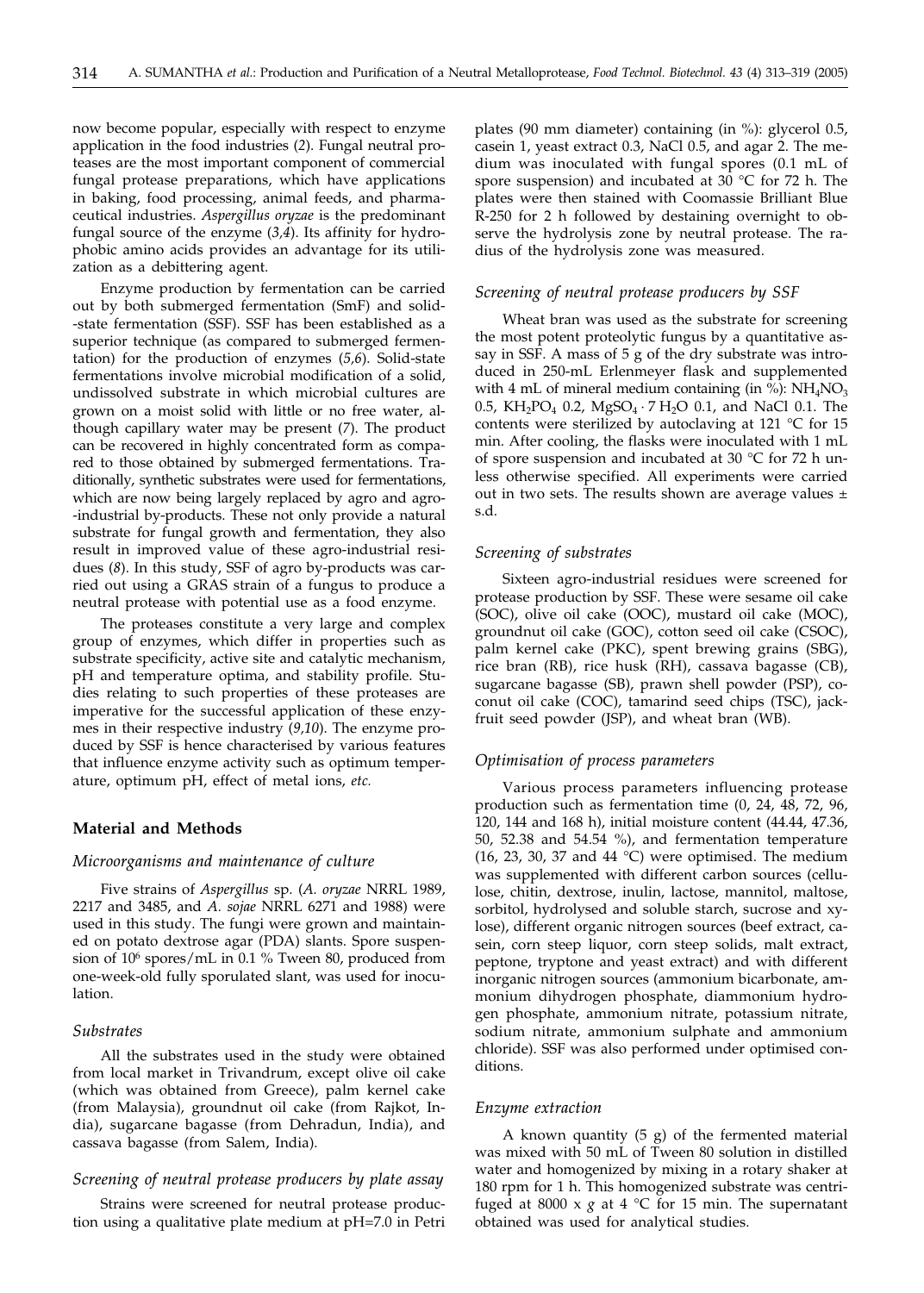now become popular, especially with respect to enzyme application in the food industries (*2*). Fungal neutral proteases are the most important component of commercial fungal protease preparations, which have applications in baking, food processing, animal feeds, and pharmaceutical industries. *Aspergillus oryzae* is the predominant fungal source of the enzyme (*3,4*). Its affinity for hydrophobic amino acids provides an advantage for its utilization as a debittering agent.

Enzyme production by fermentation can be carried out by both submerged fermentation (SmF) and solid-state fermentation (SSF). SSF has been established as a superior technique (as compared to submerged fermentation) for the production of enzymes (*5,6*). Solid-state fermentations involve microbial modification of a solid, undissolved substrate in which microbial cultures are grown on a moist solid with little or no free water, although capillary water may be present (*7*). The product can be recovered in highly concentrated form as compared to those obtained by submerged fermentations. Traditionally, synthetic substrates were used for fermentations, which are now being largely replaced by agro and agro-industrial by-products. These not only provide a natural substrate for fungal growth and fermentation, they also result in improved value of these agro-industrial residues (*8*). In this study, SSF of agro by-products was carried out using a GRAS strain of a fungus to produce a neutral protease with potential use as a food enzyme.

The proteases constitute a very large and complex group of enzymes, which differ in properties such as substrate specificity, active site and catalytic mechanism, pH and temperature optima, and stability profile. Studies relating to such properties of these proteases are imperative for the successful application of these enzymes in their respective industry (*9,10*). The enzyme produced by SSF is hence characterised by various features that influence enzyme activity such as optimum temperature, optimum pH, effect of metal ions, *etc.*

## Material and Methods

### *Microorganisms and maintenance of culture*

Five strains of *Aspergillus* sp. (*A. oryzae* NRRL 1989, 2217 and 3485, and *A. sojae* NRRL 6271 and 1988) were used in this study. The fungi were grown and maintained on potato dextrose agar (PDA) slants. Spore suspension of $10^6$ spores/mL in 0.1 % Tween 80, produced from one-week-old fully sporulated slant, was used for inoculation.

### *Substrates*

All the substrates used in the study were obtained from local market in Trivandrum, except olive oil cake (which was obtained from Greece), palm kernel cake (from Malaysia), groundnut oil cake (from Rajkot, India), sugarcane bagasse (from Dehradun, India), and cassava bagasse (from Salem, India).

### *Screening of neutral protease producers by plate assay*

Strains were screened for neutral protease production using a qualitative plate medium at pH=7.0 in Petri plates (90 mm diameter) containing (in %): glycerol 0.5, casein 1, yeast extract 0.3, NaCl 0.5, and agar 2. The medium was inoculated with fungal spores (0.1 mL of spore suspension) and incubated at 30 °C for 72 h. The plates were then stained with Coomassie Brilliant Blue R-250 for 2 h followed by destaining overnight to observe the hydrolysis zone by neutral protease. The radius of the hydrolysis zone was measured.

### *Screening of neutral protease producers by SSF*

Wheat bran was used as the substrate for screening the most potent proteolytic fungus by a quantitative assay in SSF. A mass of 5 g of the dry substrate was introduced in 250-mL Erlenmeyer flask and supplemented with 4 mL of mineral medium containing (in %): $NH_4NO_3$ 0.5, $KH_2PO_4$ 0.2, $MgSO_4 \cdot 7\,H_2O$ 0.1, and NaCl 0.1. The contents were sterilized by autoclaving at 121 °C for 15 min. After cooling, the flasks were inoculated with 1 mL of spore suspension and incubated at 30 °C for 72 h unless otherwise specified. All experiments were carried out in two sets. The results shown are average values ± s.d.

### *Screening of substrates*

Sixteen agro-industrial residues were screened for protease production by SSF. These were sesame oil cake (SOC), olive oil cake (OOC), mustard oil cake (MOC), groundnut oil cake (GOC), cotton seed oil cake (CSOC), palm kernel cake (PKC), spent brewing grains (SBG), rice bran (RB), rice husk (RH), cassava bagasse (CB), sugarcane bagasse (SB), prawn shell powder (PSP), coconut oil cake (COC), tamarind seed chips (TSC), jackfruit seed powder (JSP), and wheat bran (WB).

### *Optimisation of process parameters*

Various process parameters influencing protease production such as fermentation time (0, 24, 48, 72, 96, 120, 144 and 168 h), initial moisture content (44.44, 47.36, 50, 52.38 and 54.54 %), and fermentation temperature (16, 23, 30, 37 and 44 °C) were optimised. The medium was supplemented with different carbon sources (cellulose, chitin, dextrose, inulin, lactose, mannitol, maltose, sorbitol, hydrolysed and soluble starch, sucrose and xylose), different organic nitrogen sources (beef extract, casein, corn steep liquor, corn steep solids, malt extract, peptone, tryptone and yeast extract) and with different inorganic nitrogen sources (ammonium bicarbonate, ammonium dihydrogen phosphate, diammonium hydrogen phosphate, ammonium nitrate, potassium nitrate, sodium nitrate, ammonium sulphate and ammonium chloride). SSF was also performed under optimised conditions.

### *Enzyme extraction*

A known quantity (5 g) of the fermented material was mixed with 50 mL of Tween 80 solution in distilled water and homogenized by mixing in a rotary shaker at 180 rpm for 1 h. This homogenized substrate was centrifuged at 8000 x *g* at 4 °C for 15 min. The supernatant obtained was used for analytical studies.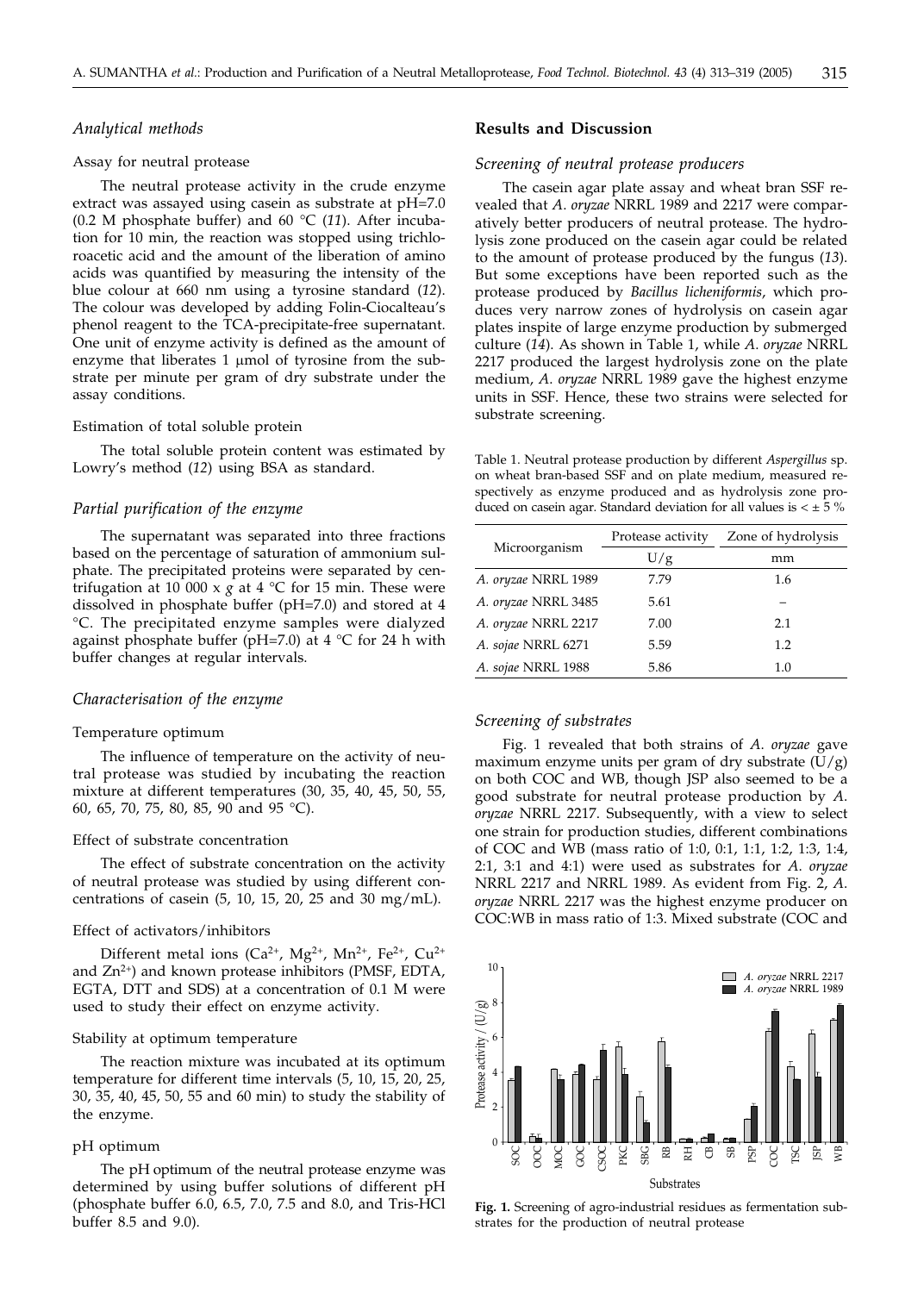### *Analytical methods*

#### Assay for neutral protease

The neutral protease activity in the crude enzyme extract was assayed using casein as substrate at pH=7.0 (0.2 M phosphate buffer) and 60 °C (*11*). After incubation for 10 min, the reaction was stopped using trichloroacetic acid and the amount of the liberation of amino acids was quantified by measuring the intensity of the blue colour at 660 nm using a tyrosine standard (*12*). The colour was developed by adding Folin-Ciocalteau's phenol reagent to the TCA-precipitate-free supernatant. One unit of enzyme activity is defined as the amount of enzyme that liberates 1 μmol of tyrosine from the substrate per minute per gram of dry substrate under the assay conditions.

#### Estimation of total soluble protein

The total soluble protein content was estimated by Lowry's method (*12*) using BSA as standard.

### *Partial purification of the enzyme*

The supernatant was separated into three fractions based on the percentage of saturation of ammonium sulphate. The precipitated proteins were separated by centrifugation at 10 000 x *g* at 4 °C for 15 min. These were dissolved in phosphate buffer (pH=7.0) and stored at 4 °C. The precipitated enzyme samples were dialyzed against phosphate buffer (pH=7.0) at 4 °C for 24 h with buffer changes at regular intervals.

### *Characterisation of the enzyme*

#### Temperature optimum

The influence of temperature on the activity of neutral protease was studied by incubating the reaction mixture at different temperatures (30, 35, 40, 45, 50, 55, 60, 65, 70, 75, 80, 85, 90 and 95 °C).

#### Effect of substrate concentration

The effect of substrate concentration on the activity of neutral protease was studied by using different concentrations of casein (5, 10, 15, 20, 25 and 30 mg/mL).

#### Effect of activators/inhibitors

Different metal ions ($Ca^{2+}$, $Mg^{2+}$, $Mn^{2+}$, $Fe^{2+}$, $Cu^{2+}$ and $Zn^{2+}$) and known protease inhibitors (PMSF, EDTA, EGTA, DTT and SDS) at a concentration of 0.1 M were used to study their effect on enzyme activity.

#### Stability at optimum temperature

The reaction mixture was incubated at its optimum temperature for different time intervals (5, 10, 15, 20, 25, 30, 35, 40, 45, 50, 55 and 60 min) to study the stability of the enzyme.

#### pH optimum

The pH optimum of the neutral protease enzyme was determined by using buffer solutions of different pH (phosphate buffer 6.0, 6.5, 7.0, 7.5 and 8.0, and Tris-HCl buffer 8.5 and 9.0).

## Results and Discussion

### *Screening of neutral protease producers*

The casein agar plate assay and wheat bran SSF revealed that *A. oryzae* NRRL 1989 and 2217 were comparatively better producers of neutral protease. The hydrolysis zone produced on the casein agar could be related to the amount of protease produced by the fungus (*13*). But some exceptions have been reported such as the protease produced by *Bacillus licheniformis*, which produces very narrow zones of hydrolysis on casein agar plates inspite of large enzyme production by submerged culture (*14*). As shown in Table 1, while *A. oryzae* NRRL 2217 produced the largest hydrolysis zone on the plate medium, *A. oryzae* NRRL 1989 gave the highest enzyme units in SSF. Hence, these two strains were selected for substrate screening.

Table 1. Neutral protease production by different *Aspergillus* sp. on wheat bran-based SSF and on plate medium, measured respectively as enzyme produced and as hydrolysis zone produced on casein agar. Standard deviation for all values is < ± 5 %

| Microorganism | Protease activity | Zone of hydrolysis |
|---|---|---|
| | U/g | mm |
| *A. oryzae* NRRL 1989 | 7.79 | 1.6 |
| *A. oryzae* NRRL 3485 | 5.61 | – |
| *A. oryzae* NRRL 2217 | 7.00 | 2.1 |
| *A. sojae* NRRL 6271 | 5.59 | 1.2 |
| *A. sojae* NRRL 1988 | 5.86 | 1.0 |

### *Screening of substrates*

Fig. 1 revealed that both strains of *A. oryzae* gave maximum enzyme units per gram of dry substrate (U/g) on both COC and WB, though JSP also seemed to be a good substrate for neutral protease production by *A. oryzae* NRRL 2217. Subsequently, with a view to select one strain for production studies, different combinations of COC and WB (mass ratio of 1:0, 0:1, 1:1, 1:2, 1:3, 1:4, 2:1, 3:1 and 4:1) were used as substrates for *A. oryzae* NRRL 2217 and NRRL 1989. As evident from Fig. 2, *A. oryzae* NRRL 2217 was the highest enzyme producer on COC:WB in mass ratio of 1:3. Mixed substrate (COC and

**Fig. 1.** Screening of agro-industrial residues as fermentation substrates for the production of neutral protease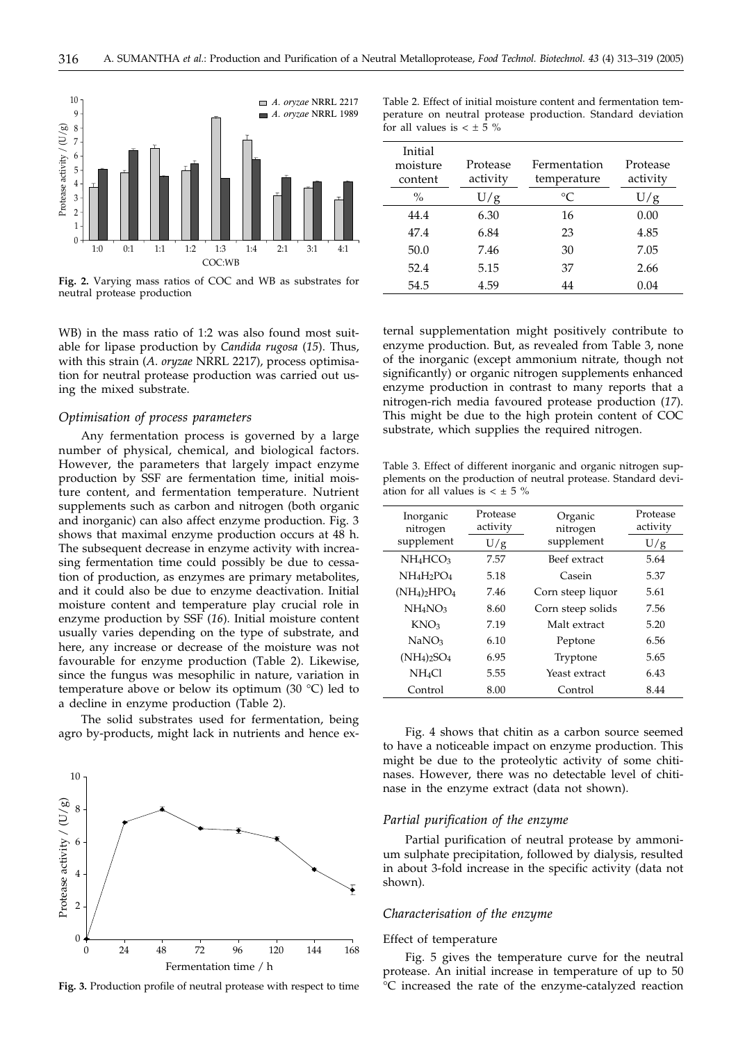Fig. 2. Varying mass ratios of COC and WB as substrates for neutral protease production

WB) in the mass ratio of 1:2 was also found most suitable for lipase production by *Candida rugosa* (*15*). Thus, with this strain (*A. oryzae* NRRL 2217), process optimisation for neutral protease production was carried out using the mixed substrate.

### *Optimisation of process parameters*

Any fermentation process is governed by a large number of physical, chemical, and biological factors. However, the parameters that largely impact enzyme production by SSF are fermentation time, initial moisture content, and fermentation temperature. Nutrient supplements such as carbon and nitrogen (both organic and inorganic) can also affect enzyme production. Fig. 3 shows that maximal enzyme production occurs at 48 h. The subsequent decrease in enzyme activity with increasing fermentation time could possibly be due to cessation of production, as enzymes are primary metabolites, and it could also be due to enzyme deactivation. Initial moisture content and temperature play crucial role in enzyme production by SSF (*16*). Initial moisture content usually varies depending on the type of substrate, and here, any increase or decrease of the moisture was not favourable for enzyme production (Table 2). Likewise, since the fungus was mesophilic in nature, variation in temperature above or below its optimum (30 °C) led to a decline in enzyme production (Table 2).

The solid substrates used for fermentation, being agro by-products, might lack in nutrients and hence external supplementation might positively contribute to enzyme production. But, as revealed from Table 3, none of the inorganic (except ammonium nitrate, though not significantly) or organic nitrogen supplements enhanced enzyme production in contrast to many reports that a nitrogen-rich media favoured protease production (*17*). This might be due to the high protein content of COC substrate, which supplies the required nitrogen.

Fig. 3. Production profile of neutral protease with respect to time

Table 2. Effect of initial moisture content and fermentation temperature on neutral protease production. Standard deviation for all values is < ± 5 %

| Initial moisture content | Protease activity | Fermentation temperature | Protease activity |
|---|---|---|---|
| % | U/g | °C | U/g |
| 44.4 | 6.30 | 16 | 0.00 |
| 47.4 | 6.84 | 23 | 4.85 |
| 50.0 | 7.46 | 30 | 7.05 |
| 52.4 | 5.15 | 37 | 2.66 |
| 54.5 | 4.59 | 44 | 0.04 |

Table 3. Effect of different inorganic and organic nitrogen supplements on the production of neutral protease. Standard deviation for all values is < ± 5 %

| Inorganic nitrogen supplement | Protease activity U/g | Organic nitrogen supplement | Protease activity U/g |
|---|---|---|---|
| $NH_4HCO_3$ | 7.57 | Beef extract | 5.64 |
| $NH_4H_2PO_4$ | 5.18 | Casein | 5.37 |
| $(NH_4)_2HPO_4$ | 7.46 | Corn steep liquor | 5.61 |
| $NH_4NO_3$ | 8.60 | Corn steep solids | 7.56 |
| $KNO_3$ | 7.19 | Malt extract | 5.20 |
| $NaNO_3$ | 6.10 | Peptone | 6.56 |
| $(NH_4)_2SO_4$ | 6.95 | Tryptone | 5.65 |
| $NH_4Cl$ | 5.55 | Yeast extract | 6.43 |
| Control | 8.00 | Control | 8.44 |

Fig. 4 shows that chitin as a carbon source seemed to have a noticeable impact on enzyme production. This might be due to the proteolytic activity of some chitinases. However, there was no detectable level of chitinase in the enzyme extract (data not shown).

### *Partial purification of the enzyme*

Partial purification of neutral protease by ammonium sulphate precipitation, followed by dialysis, resulted in about 3-fold increase in the specific activity (data not shown).

### *Characterisation of the enzyme*

#### Effect of temperature

Fig. 5 gives the temperature curve for the neutral protease. An initial increase in temperature of up to 50 °C increased the rate of the enzyme-catalyzed reaction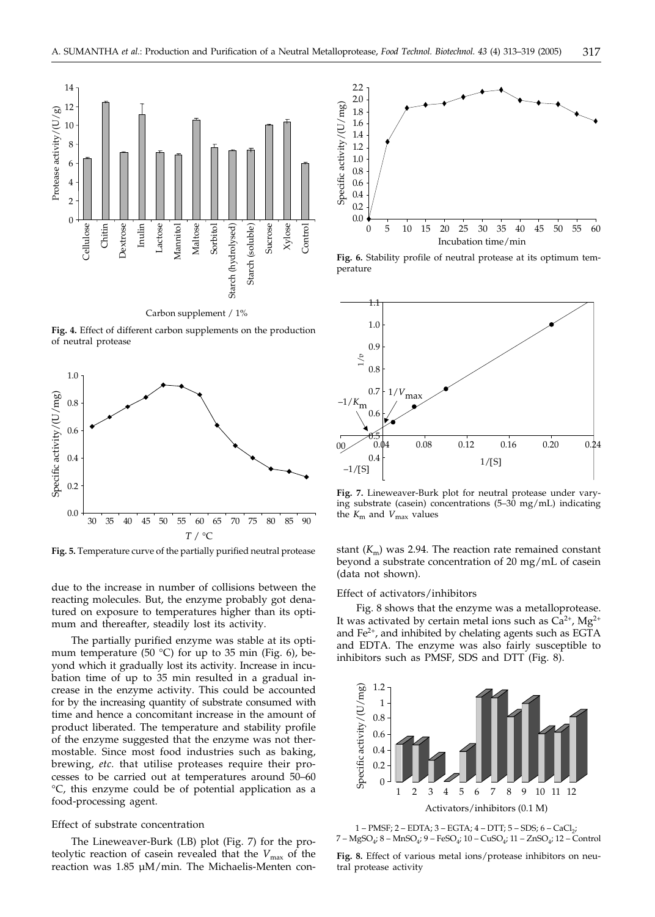**Fig. 4.** Effect of different carbon supplements on the production of neutral protease

**Fig. 5.** Temperature curve of the partially purified neutral protease

due to the increase in number of collisions between the reacting molecules. But, the enzyme probably got denatured on exposure to temperatures higher than its optimum and thereafter, steadily lost its activity.

The partially purified enzyme was stable at its optimum temperature (50 °C) for up to 35 min (Fig. 6), beyond which it gradually lost its activity. Increase in incubation time of up to 35 min resulted in a gradual increase in the enzyme activity. This could be accounted for by the increasing quantity of substrate consumed with time and hence a concomitant increase in the amount of product liberated. The temperature and stability profile of the enzyme suggested that the enzyme was not thermostable. Since most food industries such as baking, brewing, *etc.* that utilise proteases require their processes to be carried out at temperatures around 50–60 °C, this enzyme could be of potential application as a food-processing agent.

#### Effect of substrate concentration

The Lineweaver-Burk (LB) plot (Fig. 7) for the proteolytic reaction of casein revealed that the $V_{max}$ of the reaction was 1.85 μM/min. The Michaelis-Menten constant ($K_m$) was 2.94. The reaction rate remained constant beyond a substrate concentration of 20 mg/mL of casein (data not shown).

**Fig. 6.** Stability profile of neutral protease at its optimum temperature

**Fig. 7.** Lineweaver-Burk plot for neutral protease under varying substrate (casein) concentrations (5–30 mg/mL) indicating the $K_m$ and $V_{max}$ values

#### Effect of activators/inhibitors

Fig. 8 shows that the enzyme was a metalloprotease. It was activated by certain metal ions such as $Ca^{2+}$, $Mg^{2+}$ and $Fe^{2+}$, and inhibited by chelating agents such as EGTA and EDTA. The enzyme was also fairly susceptible to inhibitors such as PMSF, SDS and DTT (Fig. 8).

1 – PMSF; 2 – EDTA; 3 – EGTA; 4 – DTT; 5 – SDS; 6 – $CaCl_2$; 7 – $MgSO_4$; 8 – $MnSO_4$; 9 – $FeSO_4$; 10 – $CuSO_4$; 11 – $ZnSO_4$; 12 – Control

**Fig. 8.** Effect of various metal ions/protease inhibitors on neutral protease activity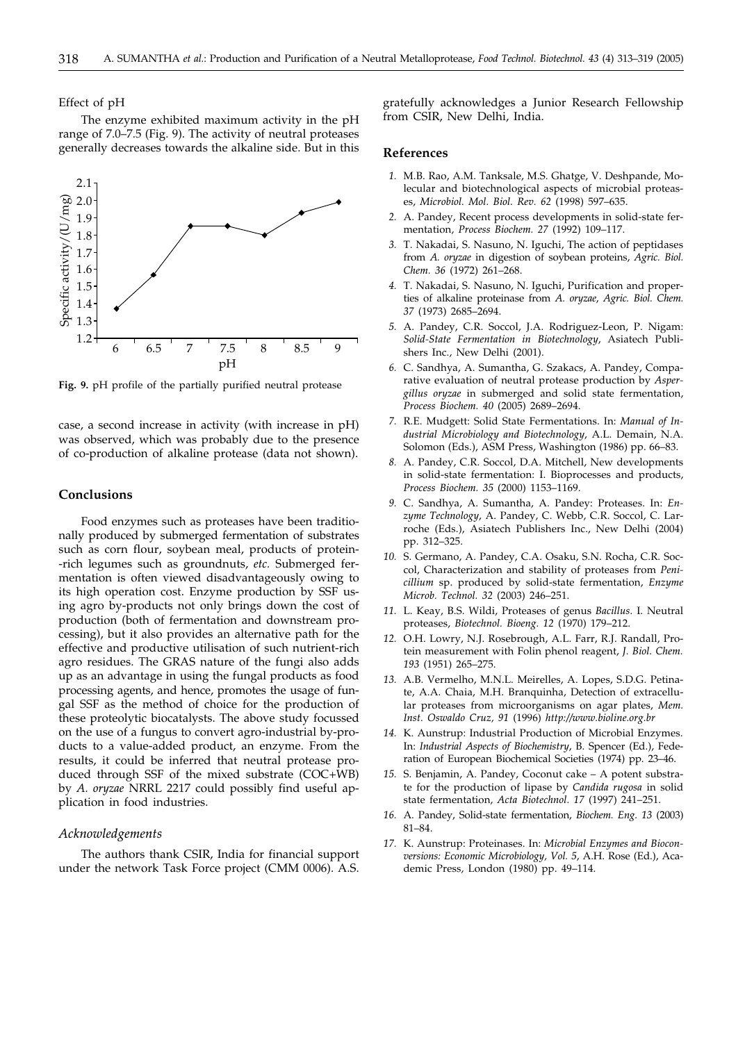### Effect of pH

The enzyme exhibited maximum activity in the pH range of 7.0–7.5 (Fig. 9). The activity of neutral proteases generally decreases towards the alkaline side. But in this case, a second increase in activity (with increase in pH) was observed, which was probably due to the presence of co-production of alkaline protease (data not shown).

**Fig. 9.** pH profile of the partially purified neutral protease

## Conclusions

Food enzymes such as proteases have been traditionally produced by submerged fermentation of substrates such as corn flour, soybean meal, products of protein-rich legumes such as groundnuts, *etc.* Submerged fermentation is often viewed disadvantageously owing to its high operation cost. Enzyme production by SSF using agro by-products not only brings down the cost of production (both of fermentation and downstream processing), but it also provides an alternative path for the effective and productive utilisation of such nutrient-rich agro residues. The GRAS nature of the fungi also adds up as an advantage in using the fungal products as food processing agents, and hence, promotes the usage of fungal SSF as the method of choice for the production of these proteolytic biocatalysts. The above study focussed on the use of a fungus to convert agro-industrial by-products to a value-added product, an enzyme. From the results, it could be inferred that neutral protease produced through SSF of the mixed substrate (COC+WB) by *A. oryzae* NRRL 2217 could possibly find useful application in food industries.

### *Acknowledgements*

The authors thank CSIR, India for financial support under the network Task Force project (CMM 0006). A.S. gratefully acknowledges a Junior Research Fellowship from CSIR, New Delhi, India.

## References

1. M.B. Rao, A.M. Tanksale, M.S. Ghatge, V. Deshpande, Molecular and biotechnological aspects of microbial proteases, *Microbiol. Mol. Biol. Rev. 62* (1998) 597–635.
2. A. Pandey, Recent process developments in solid-state fermentation, *Process Biochem. 27* (1992) 109–117.
3. T. Nakadai, S. Nasuno, N. Iguchi, The action of peptidases from *A. oryzae* in digestion of soybean proteins, *Agric. Biol. Chem. 36* (1972) 261–268.
4. T. Nakadai, S. Nasuno, N. Iguchi, Purification and properties of alkaline proteinase from *A. oryzae*, *Agric. Biol. Chem. 37* (1973) 2685–2694.
5. A. Pandey, C.R. Soccol, J.A. Rodriguez-Leon, P. Nigam: *Solid-State Fermentation in Biotechnology*, Asiatech Publishers Inc., New Delhi (2001).
6. C. Sandhya, A. Sumantha, G. Szakacs, A. Pandey, Comparative evaluation of neutral protease production by *Aspergillus oryzae* in submerged and solid state fermentation, *Process Biochem. 40* (2005) 2689–2694.
7. R.E. Mudgett: Solid State Fermentations. In: *Manual of Industrial Microbiology and Biotechnology*, A.L. Demain, N.A. Solomon (Eds.), ASM Press, Washington (1986) pp. 66–83.
8. A. Pandey, C.R. Soccol, D.A. Mitchell, New developments in solid-state fermentation: I. Bioprocesses and products, *Process Biochem. 35* (2000) 1153–1169.
9. C. Sandhya, A. Sumantha, A. Pandey: Proteases. In: *Enzyme Technology*, A. Pandey, C. Webb, C.R. Soccol, C. Larroche (Eds.), Asiatech Publishers Inc., New Delhi (2004) pp. 312–325.
10. S. Germano, A. Pandey, C.A. Osaku, S.N. Rocha, C.R. Soccol, Characterization and stability of proteases from *Penicillium* sp. produced by solid-state fermentation, *Enzyme Microb. Technol. 32* (2003) 246–251.
11. L. Keay, B.S. Wildi, Proteases of genus *Bacillus*. I. Neutral proteases, *Biotechnol. Bioeng. 12* (1970) 179–212.
12. O.H. Lowry, N.J. Rosebrough, A.L. Farr, R.J. Randall, Protein measurement with Folin phenol reagent, *J. Biol. Chem. 193* (1951) 265–275.
13. A.B. Vermelho, M.N.L. Meirelles, A. Lopes, S.D.G. Petinate, A.A. Chaia, M.H. Branquinha, Detection of extracellular proteases from microorganisms on agar plates, *Mem. Inst. Oswaldo Cruz, 91* (1996) *http://www.bioline.org.br*
14. K. Aunstrup: Industrial Production of Microbial Enzymes. In: *Industrial Aspects of Biochemistry*, B. Spencer (Ed.), Federation of European Biochemical Societies (1974) pp. 23–46.
15. S. Benjamin, A. Pandey, Coconut cake – A potent substrate for the production of lipase by *Candida rugosa* in solid state fermentation, *Acta Biotechnol. 17* (1997) 241–251.
16. A. Pandey, Solid-state fermentation, *Biochem. Eng. 13* (2003) 81–84.
17. K. Aunstrup: Proteinases. In: *Microbial Enzymes and Bioconversions: Economic Microbiology, Vol. 5*, A.H. Rose (Ed.), Academic Press, London (1980) pp. 49–114.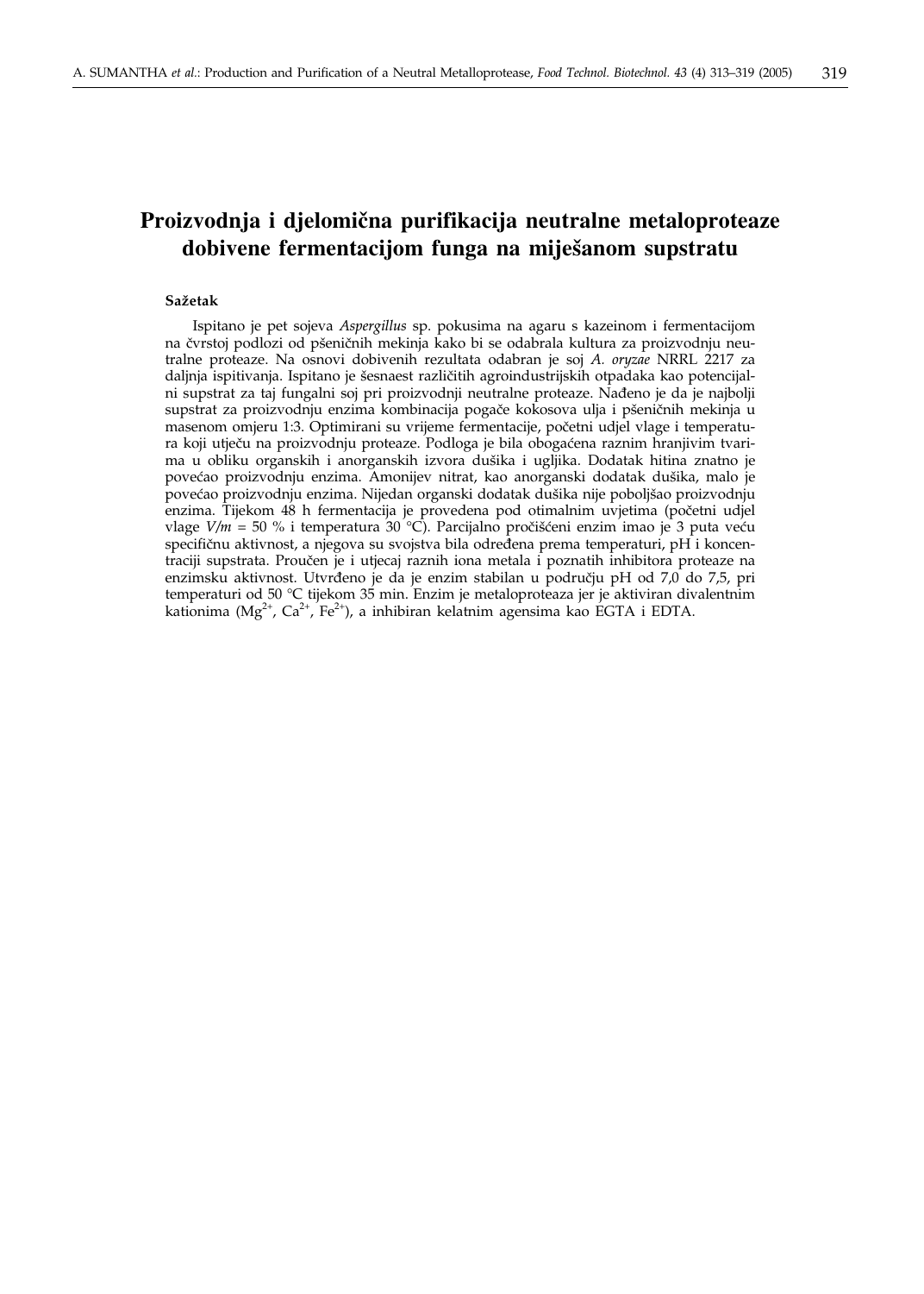# Proizvodnja i djelomična purifikacija neutralne metaloproteaze dobivene fermentacijom funga na miješanom supstratu

### Sažetak

Ispitano je pet sojeva *Aspergillus* sp. pokusima na agaru s kazeinom i fermentacijom na čvrstoj podlozi od pšeničnih mekinja kako bi se odabrala kultura za proizvodnju neutralne proteaze. Na osnovi dobivenih rezultata odabran je soj *A. oryzae* NRRL 2217 za daljnja ispitivanja. Ispitano je šesnaest različitih agroindustrijskih otpadaka kao potencijalni supstrat za taj fungalni soj pri proizvodnji neutralne proteaze. Nađeno je da je najbolji supstrat za proizvodnju enzima kombinacija pogače kokosova ulja i pšeničnih mekinja u masenom omjeru 1:3. Optimirani su vrijeme fermentacije, početni udjel vlage i temperatura koji utječu na proizvodnju proteaze. Podloga je bila obogaćena raznim hranjivim tvarima u obliku organskih i anorganskih izvora dušika i ugljika. Dodatak hitina znatno je povećao proizvodnju enzima. Amonijev nitrat, kao anorganski dodatak dušika, malo je povećao proizvodnju enzima. Nijedan organski dodatak dušika nije poboljšao proizvodnju enzima. Tijekom 48 h fermentacija je provedena pod otimalnim uvjetima (početni udjel vlage $V/m$ = 50 % i temperatura 30 °C). Parcijalno pročišćeni enzim imao je 3 puta veću specifičnu aktivnost, a njegova su svojstva bila određena prema temperaturi, pH i koncentraciji supstrata. Proučen je i utjecaj raznih iona metala i poznatih inhibitora proteaze na enzimsku aktivnost. Utvrđeno je da je enzim stabilan u području pH od 7,0 do 7,5, pri temperaturi od 50 °C tijekom 35 min. Enzim je metaloproteaza jer je aktiviran divalentnim kationima ($Mg^{2+}$, $Ca^{2+}$, $Fe^{2+}$), a inhibiran kelatnim agensima kao EGTA i EDTA.